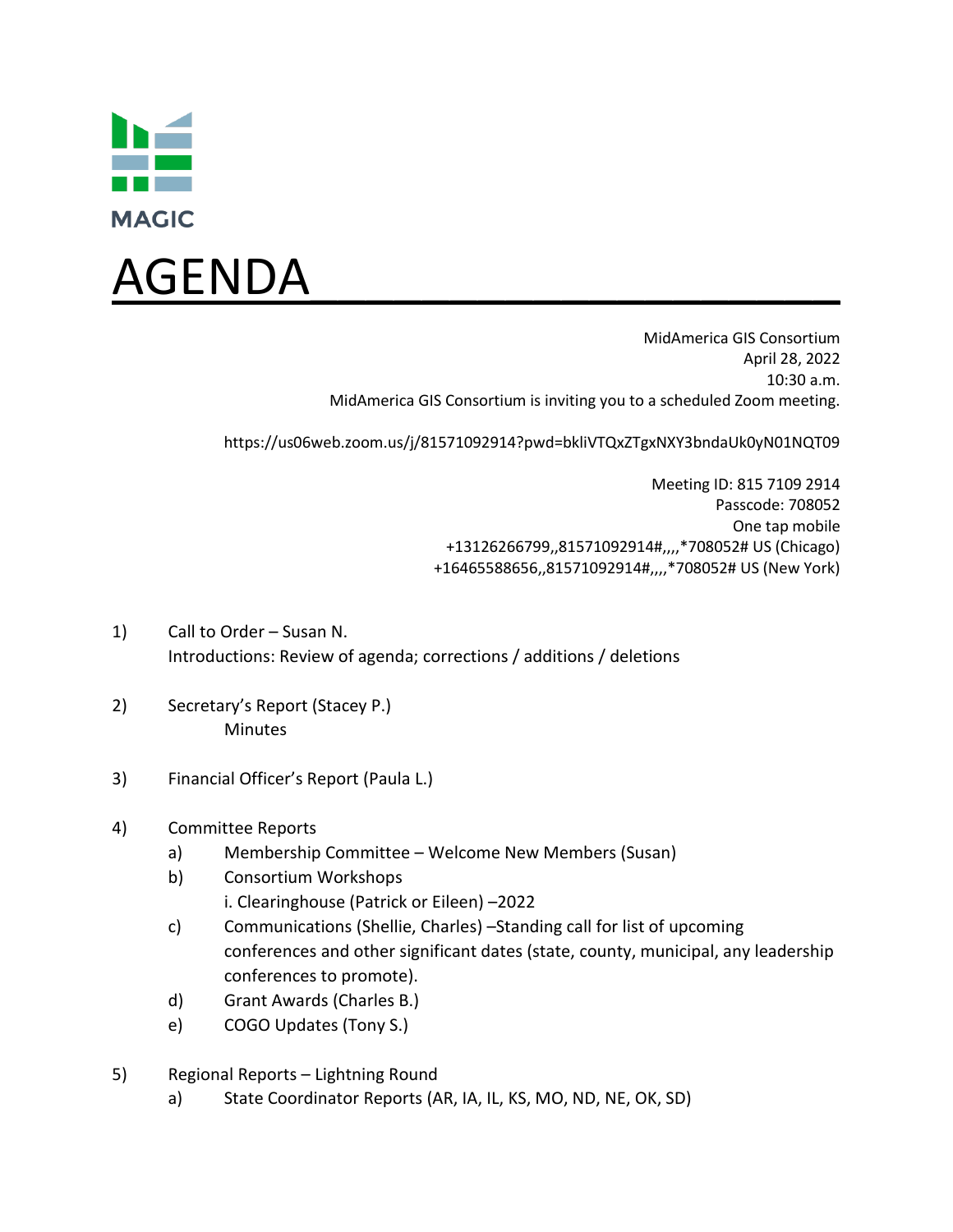MAGIC

# AGENDA

MidAmerica GIS Consortium
April 28, 2022
10:30 a.m.
MidAmerica GIS Consortium is inviting you to a scheduled Zoom meeting.

https://us06web.zoom.us/j/81571092914?pwd=bkliVTQxZTgxNXY3bndaUk0yN01NQT09

Meeting ID: 815 7109 2914
Passcode: 708052
One tap mobile
+13126266799,,81571092914#,,,,*708052# US (Chicago)
+16465588656,,81571092914#,,,,*708052# US (New York)

1) Call to Order – Susan N.
   Introductions: Review of agenda; corrections / additions / deletions

2) Secretary's Report (Stacey P.)
   Minutes

3) Financial Officer's Report (Paula L.)

4) Committee Reports
   a) Membership Committee – Welcome New Members (Susan)
   b) Consortium Workshops
      i. Clearinghouse (Patrick or Eileen) –2022
   c) Communications (Shellie, Charles) –Standing call for list of upcoming conferences and other significant dates (state, county, municipal, any leadership conferences to promote).
   d) Grant Awards (Charles B.)
   e) COGO Updates (Tony S.)

5) Regional Reports – Lightning Round
   a) State Coordinator Reports (AR, IA, IL, KS, MO, ND, NE, OK, SD)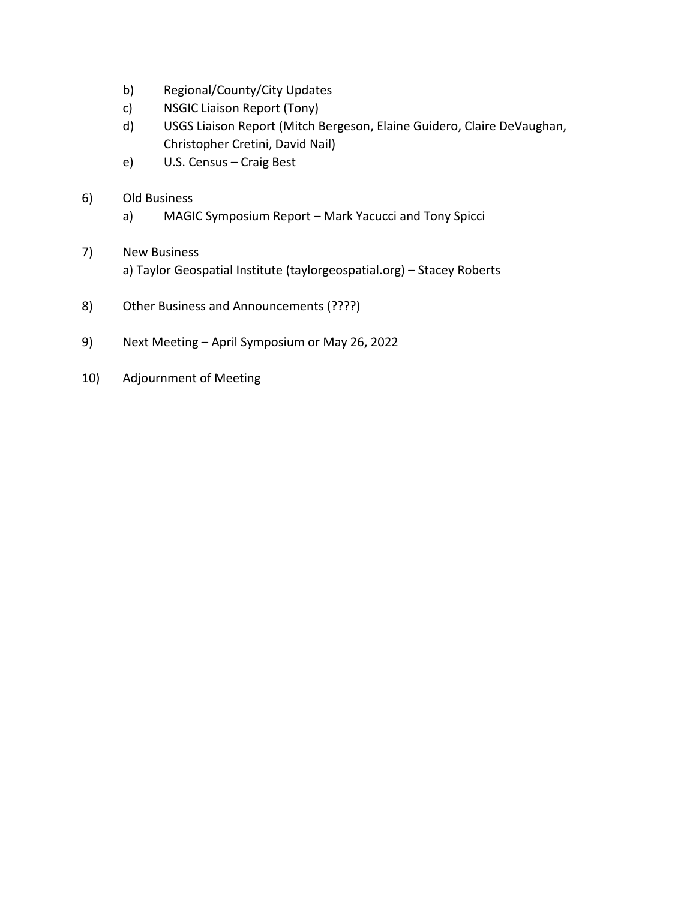b) Regional/County/City Updates
c) NSGIC Liaison Report (Tony)
d) USGS Liaison Report (Mitch Bergeson, Elaine Guidero, Claire DeVaughan, Christopher Cretini, David Nail)
e) U.S. Census – Craig Best

6) Old Business
   a) MAGIC Symposium Report – Mark Yacucci and Tony Spicci

7) New Business
   a) Taylor Geospatial Institute (taylorgeospatial.org) – Stacey Roberts

8) Other Business and Announcements (????)

9) Next Meeting – April Symposium or May 26, 2022

10) Adjournment of Meeting